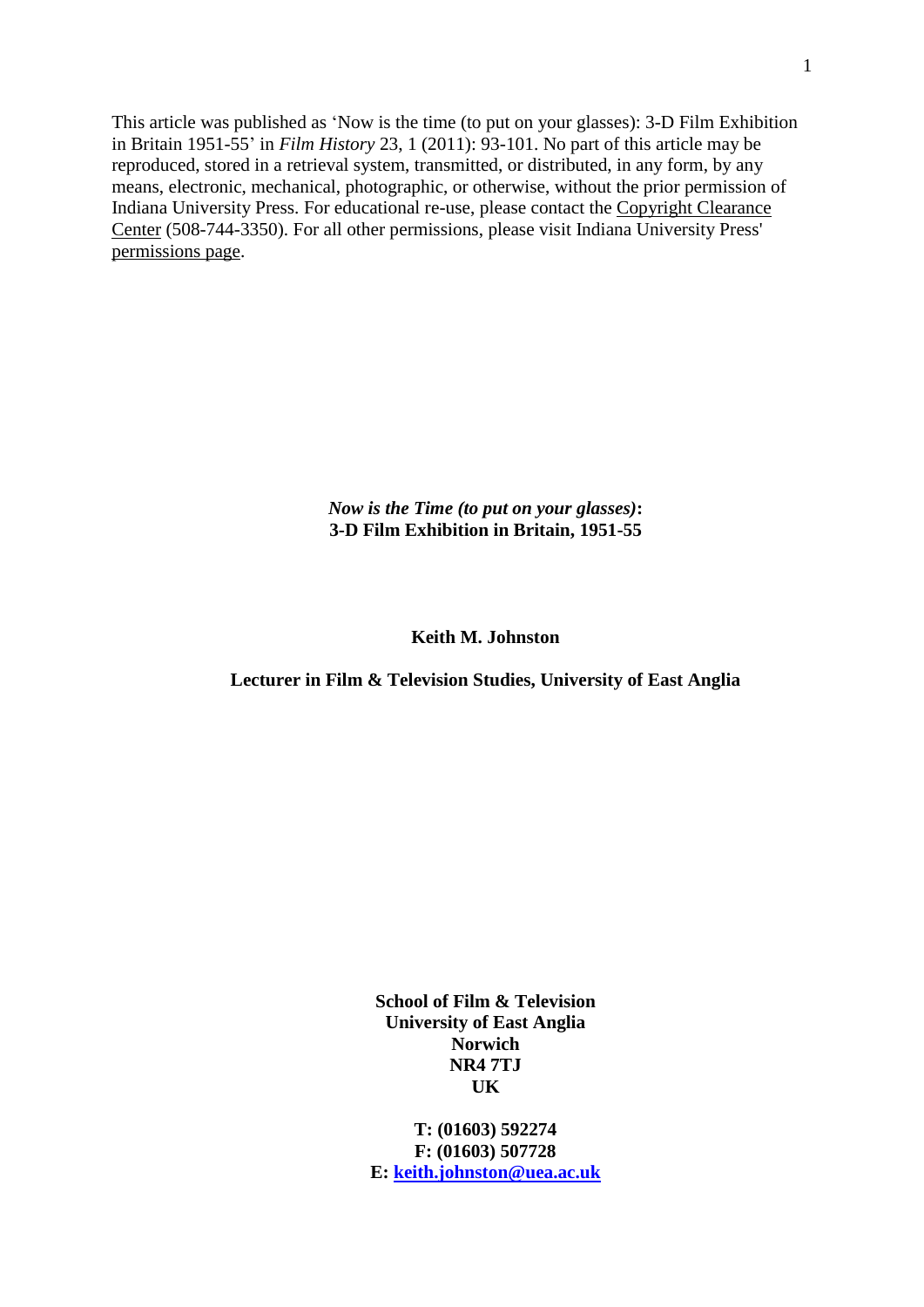This article was published as 'Now is the time (to put on your glasses): 3-D Film Exhibition in Britain 1951-55' in *Film History* 23, 1 (2011): 93-101. No part of this article may be reproduced, stored in a retrieval system, transmitted, or distributed, in any form, by any means, electronic, mechanical, photographic, or otherwise, without the prior permission of Indiana University Press. For educational re-use, please contact the Copyright Clearance Center (508-744-3350). For all other permissions, please visit Indiana University Press' permissions page.

# ***Now is the Time (to put on your glasses)*: 3-D Film Exhibition in Britain, 1951-55**

**Keith M. Johnston**

**Lecturer in Film & Television Studies, University of East Anglia**

**School of Film & Television**
**University of East Anglia**
**Norwich**
**NR4 7TJ**
**UK**

**T: (01603) 592274**
**F: (01603) 507728**
**E: keith.johnston@uea.ac.uk**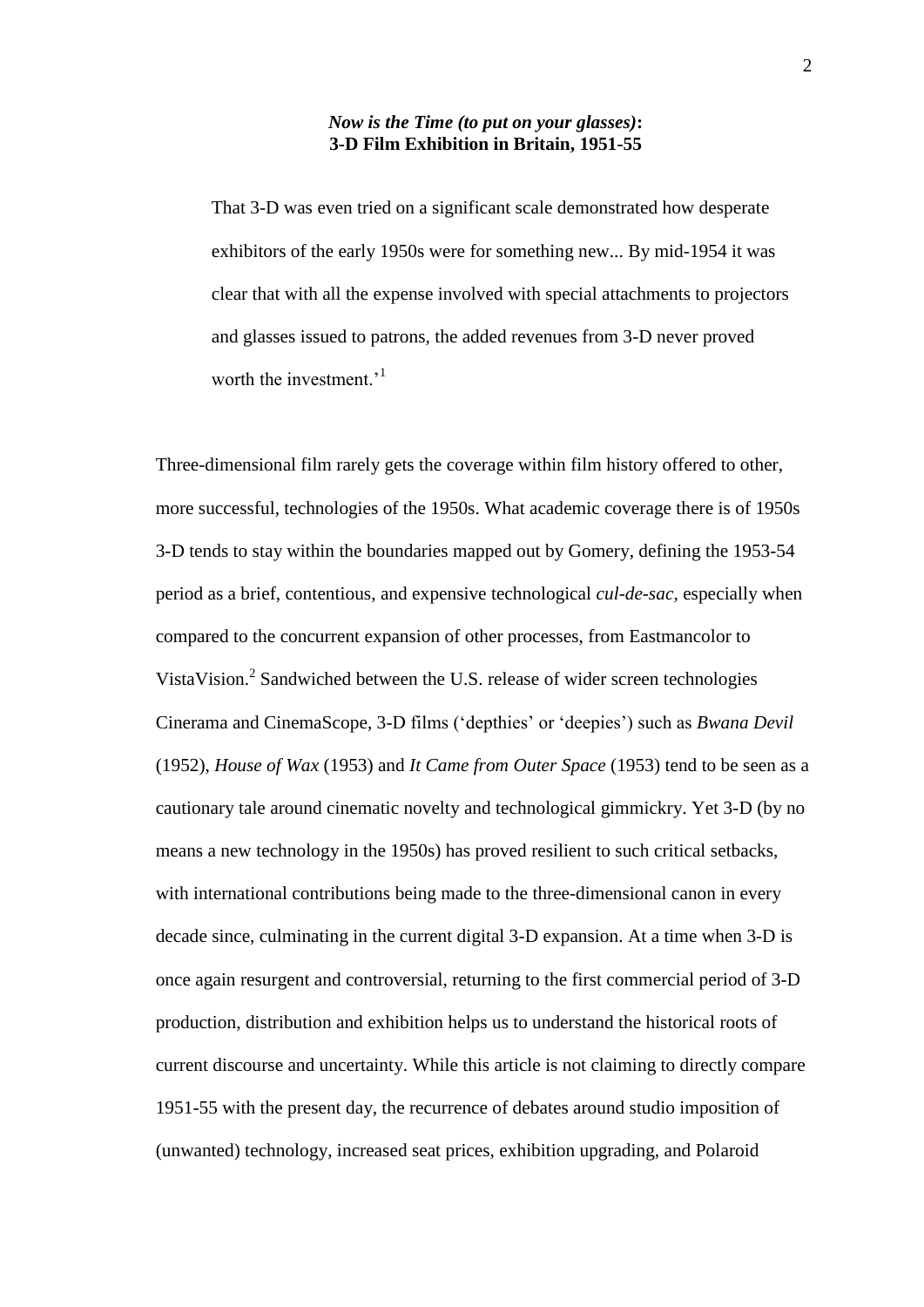### *Now is the Time (to put on your glasses)*: 3-D Film Exhibition in Britain, 1951-55

> That 3-D was even tried on a significant scale demonstrated how desperate exhibitors of the early 1950s were for something new... By mid-1954 it was clear that with all the expense involved with special attachments to projectors and glasses issued to patrons, the added revenues from 3-D never proved worth the investment.'[1]

Three-dimensional film rarely gets the coverage within film history offered to other, more successful, technologies of the 1950s. What academic coverage there is of 1950s 3-D tends to stay within the boundaries mapped out by Gomery, defining the 1953-54 period as a brief, contentious, and expensive technological *cul-de-sac*, especially when compared to the concurrent expansion of other processes, from Eastmancolor to VistaVision.[2] Sandwiched between the U.S. release of wider screen technologies Cinerama and CinemaScope, 3-D films ('depthies' or 'deepies') such as *Bwana Devil* (1952), *House of Wax* (1953) and *It Came from Outer Space* (1953) tend to be seen as a cautionary tale around cinematic novelty and technological gimmickry. Yet 3-D (by no means a new technology in the 1950s) has proved resilient to such critical setbacks, with international contributions being made to the three-dimensional canon in every decade since, culminating in the current digital 3-D expansion. At a time when 3-D is once again resurgent and controversial, returning to the first commercial period of 3-D production, distribution and exhibition helps us to understand the historical roots of current discourse and uncertainty. While this article is not claiming to directly compare 1951-55 with the present day, the recurrence of debates around studio imposition of (unwanted) technology, increased seat prices, exhibition upgrading, and Polaroid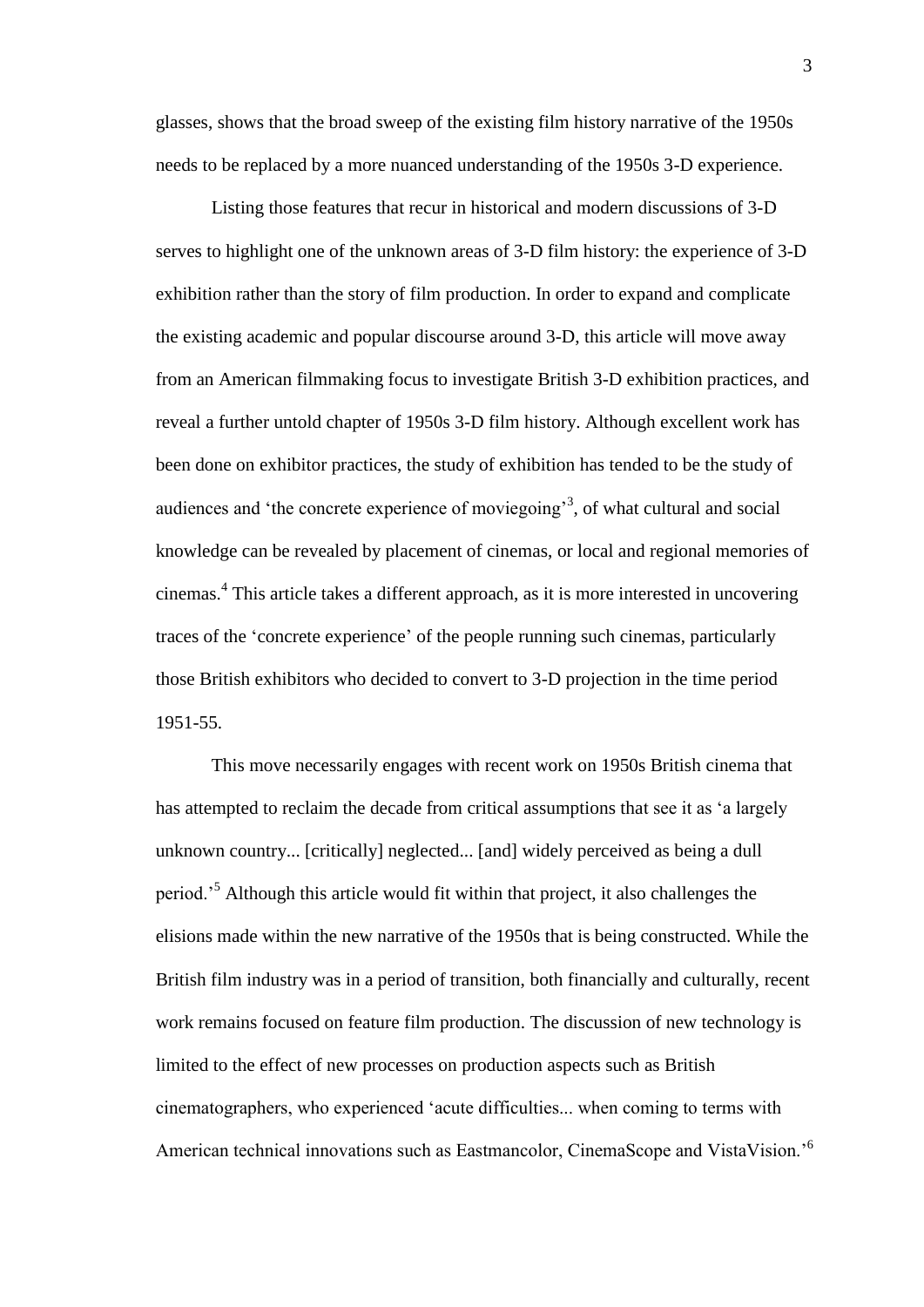glasses, shows that the broad sweep of the existing film history narrative of the 1950s needs to be replaced by a more nuanced understanding of the 1950s 3-D experience.

Listing those features that recur in historical and modern discussions of 3-D serves to highlight one of the unknown areas of 3-D film history: the experience of 3-D exhibition rather than the story of film production. In order to expand and complicate the existing academic and popular discourse around 3-D, this article will move away from an American filmmaking focus to investigate British 3-D exhibition practices, and reveal a further untold chapter of 1950s 3-D film history. Although excellent work has been done on exhibitor practices, the study of exhibition has tended to be the study of audiences and 'the concrete experience of moviegoing'[3], of what cultural and social knowledge can be revealed by placement of cinemas, or local and regional memories of cinemas.[4] This article takes a different approach, as it is more interested in uncovering traces of the 'concrete experience' of the people running such cinemas, particularly those British exhibitors who decided to convert to 3-D projection in the time period 1951-55.

This move necessarily engages with recent work on 1950s British cinema that has attempted to reclaim the decade from critical assumptions that see it as 'a largely unknown country... [critically] neglected... [and] widely perceived as being a dull period.'[5] Although this article would fit within that project, it also challenges the elisions made within the new narrative of the 1950s that is being constructed. While the British film industry was in a period of transition, both financially and culturally, recent work remains focused on feature film production. The discussion of new technology is limited to the effect of new processes on production aspects such as British cinematographers, who experienced 'acute difficulties... when coming to terms with American technical innovations such as Eastmancolor, CinemaScope and VistaVision.'[6]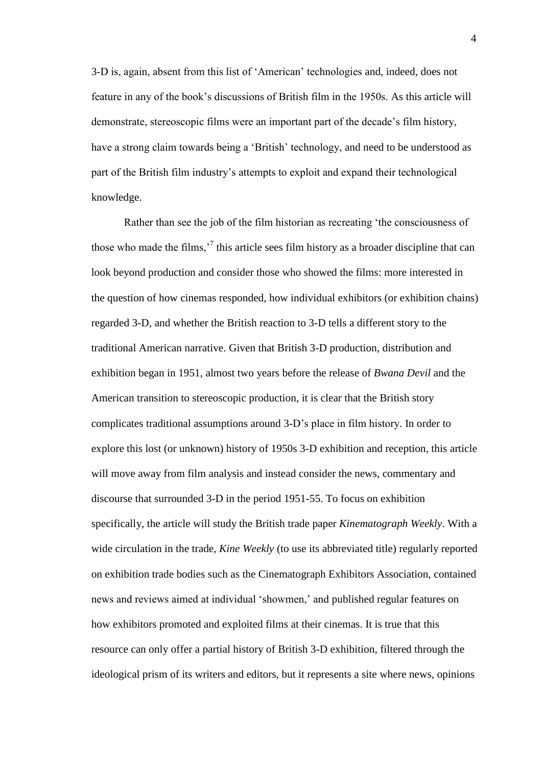3-D is, again, absent from this list of 'American' technologies and, indeed, does not feature in any of the book's discussions of British film in the 1950s. As this article will demonstrate, stereoscopic films were an important part of the decade's film history, have a strong claim towards being a 'British' technology, and need to be understood as part of the British film industry's attempts to exploit and expand their technological knowledge.

Rather than see the job of the film historian as recreating 'the consciousness of those who made the films,'[7] this article sees film history as a broader discipline that can look beyond production and consider those who showed the films: more interested in the question of how cinemas responded, how individual exhibitors (or exhibition chains) regarded 3-D, and whether the British reaction to 3-D tells a different story to the traditional American narrative. Given that British 3-D production, distribution and exhibition began in 1951, almost two years before the release of *Bwana Devil* and the American transition to stereoscopic production, it is clear that the British story complicates traditional assumptions around 3-D's place in film history. In order to explore this lost (or unknown) history of 1950s 3-D exhibition and reception, this article will move away from film analysis and instead consider the news, commentary and discourse that surrounded 3-D in the period 1951-55. To focus on exhibition specifically, the article will study the British trade paper *Kinematograph Weekly*. With a wide circulation in the trade, *Kine Weekly* (to use its abbreviated title) regularly reported on exhibition trade bodies such as the Cinematograph Exhibitors Association, contained news and reviews aimed at individual 'showmen,' and published regular features on how exhibitors promoted and exploited films at their cinemas. It is true that this resource can only offer a partial history of British 3-D exhibition, filtered through the ideological prism of its writers and editors, but it represents a site where news, opinions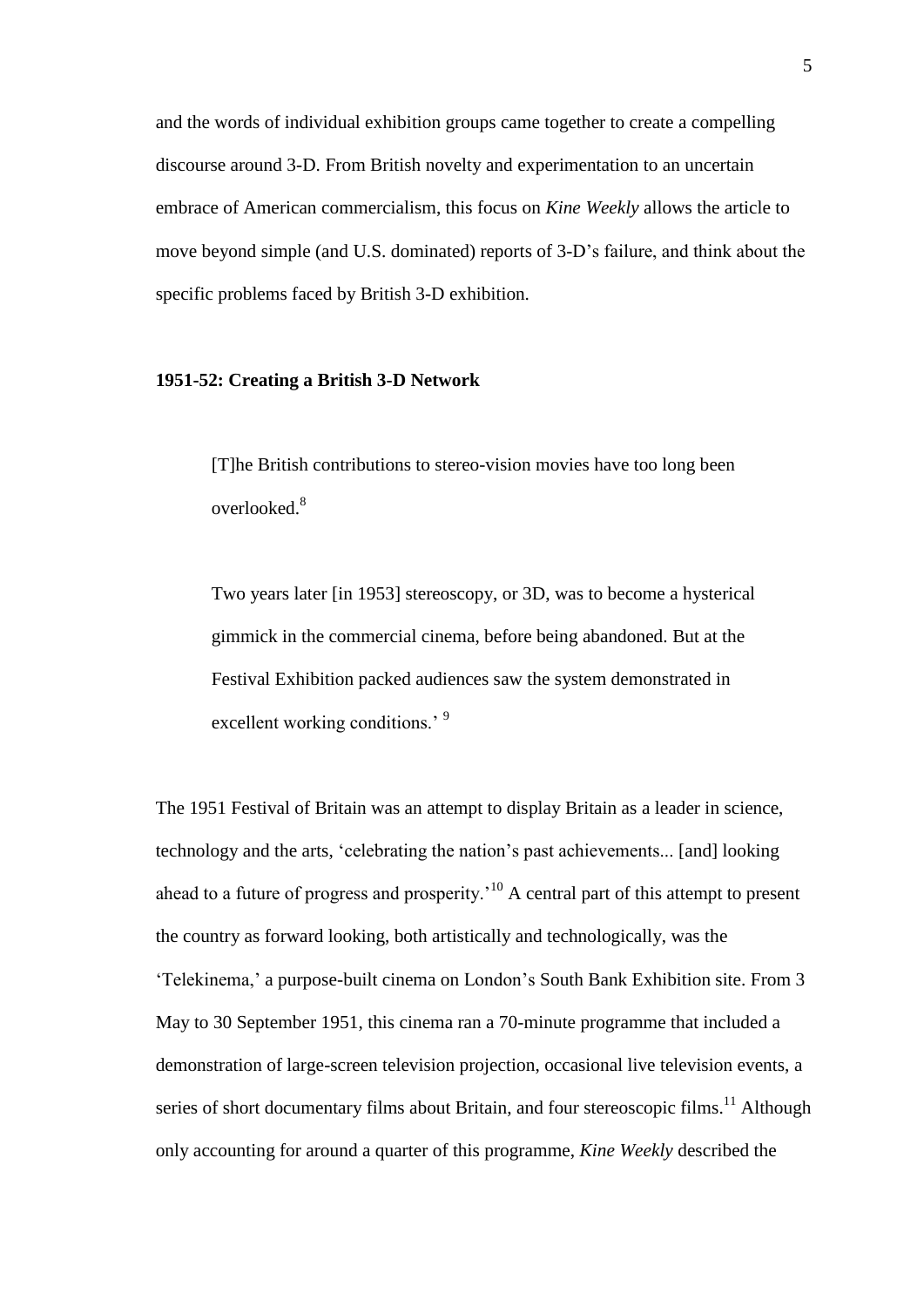and the words of individual exhibition groups came together to create a compelling discourse around 3-D. From British novelty and experimentation to an uncertain embrace of American commercialism, this focus on *Kine Weekly* allows the article to move beyond simple (and U.S. dominated) reports of 3-D's failure, and think about the specific problems faced by British 3-D exhibition.

**1951-52: Creating a British 3-D Network**

> [T]he British contributions to stereo-vision movies have too long been overlooked.[8]

> Two years later [in 1953] stereoscopy, or 3D, was to become a hysterical gimmick in the commercial cinema, before being abandoned. But at the Festival Exhibition packed audiences saw the system demonstrated in excellent working conditions.' [9]

The 1951 Festival of Britain was an attempt to display Britain as a leader in science, technology and the arts, 'celebrating the nation's past achievements... [and] looking ahead to a future of progress and prosperity.'[10] A central part of this attempt to present the country as forward looking, both artistically and technologically, was the 'Telekinema,' a purpose-built cinema on London's South Bank Exhibition site. From 3 May to 30 September 1951, this cinema ran a 70-minute programme that included a demonstration of large-screen television projection, occasional live television events, a series of short documentary films about Britain, and four stereoscopic films.[11] Although only accounting for around a quarter of this programme, *Kine Weekly* described the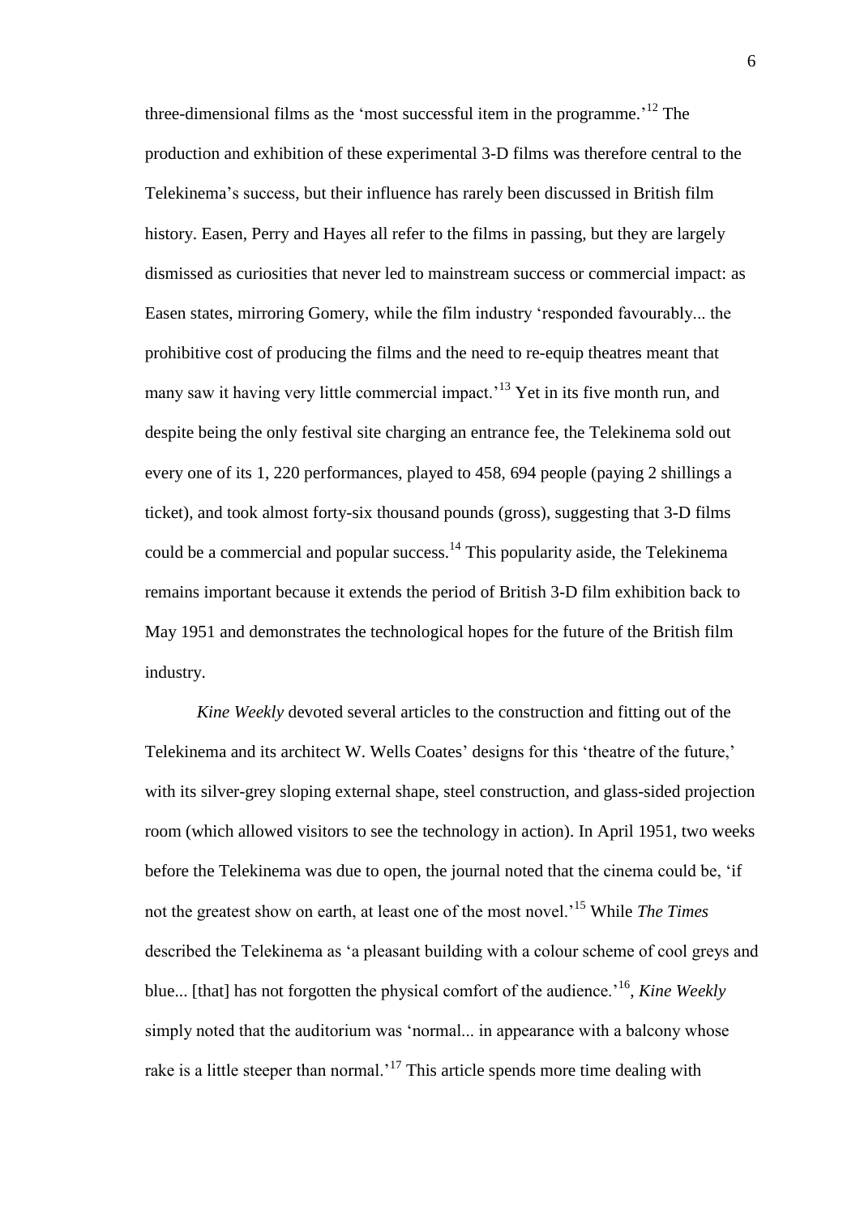three-dimensional films as the 'most successful item in the programme.'[12] The production and exhibition of these experimental 3-D films was therefore central to the Telekinema's success, but their influence has rarely been discussed in British film history. Easen, Perry and Hayes all refer to the films in passing, but they are largely dismissed as curiosities that never led to mainstream success or commercial impact: as Easen states, mirroring Gomery, while the film industry 'responded favourably... the prohibitive cost of producing the films and the need to re-equip theatres meant that many saw it having very little commercial impact.'[13] Yet in its five month run, and despite being the only festival site charging an entrance fee, the Telekinema sold out every one of its 1, 220 performances, played to 458, 694 people (paying 2 shillings a ticket), and took almost forty-six thousand pounds (gross), suggesting that 3-D films could be a commercial and popular success.[14] This popularity aside, the Telekinema remains important because it extends the period of British 3-D film exhibition back to May 1951 and demonstrates the technological hopes for the future of the British film industry.

*Kine Weekly* devoted several articles to the construction and fitting out of the Telekinema and its architect W. Wells Coates' designs for this 'theatre of the future,' with its silver-grey sloping external shape, steel construction, and glass-sided projection room (which allowed visitors to see the technology in action). In April 1951, two weeks before the Telekinema was due to open, the journal noted that the cinema could be, 'if not the greatest show on earth, at least one of the most novel.'[15] While *The Times* described the Telekinema as 'a pleasant building with a colour scheme of cool greys and blue... [that] has not forgotten the physical comfort of the audience.'[16], *Kine Weekly* simply noted that the auditorium was 'normal... in appearance with a balcony whose rake is a little steeper than normal.'[17] This article spends more time dealing with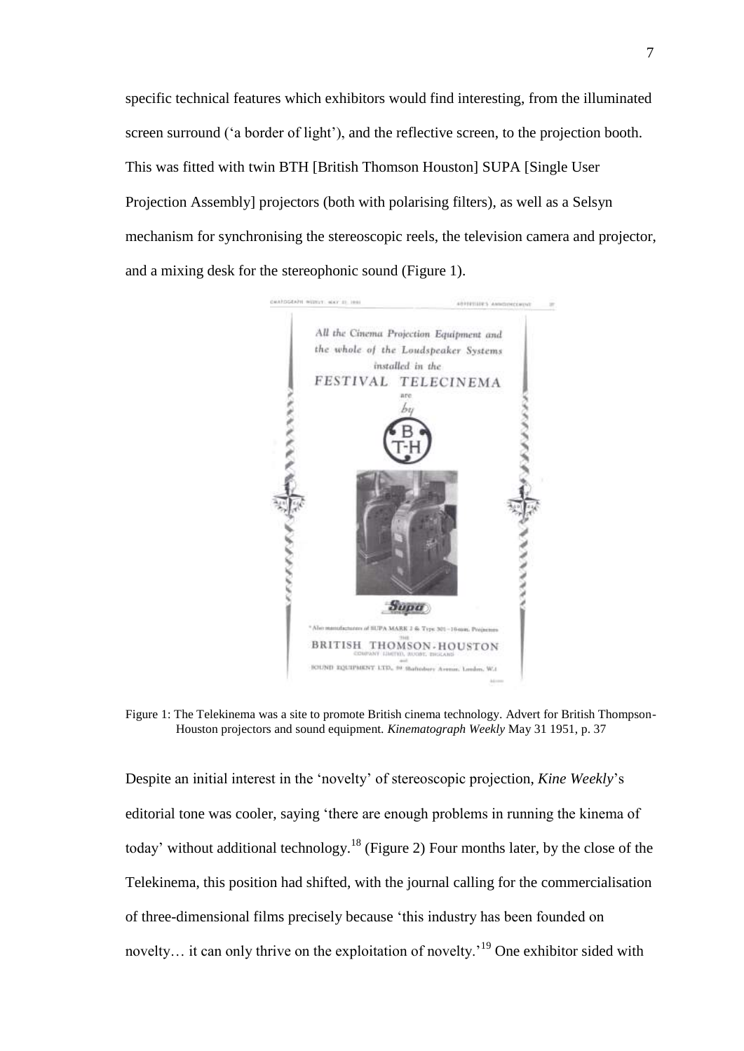specific technical features which exhibitors would find interesting, from the illuminated screen surround ('a border of light'), and the reflective screen, to the projection booth. This was fitted with twin BTH [British Thomson Houston] SUPA [Single User Projection Assembly] projectors (both with polarising filters), as well as a Selsyn mechanism for synchronising the stereoscopic reels, the television camera and projector, and a mixing desk for the stereophonic sound (Figure 1).

Figure 1: The Telekinema was a site to promote British cinema technology. Advert for British Thompson-Houston projectors and sound equipment. *Kinematograph Weekly* May 31 1951, p. 37

Despite an initial interest in the 'novelty' of stereoscopic projection, *Kine Weekly*'s editorial tone was cooler, saying 'there are enough problems in running the kinema of today' without additional technology.[18] (Figure 2) Four months later, by the close of the Telekinema, this position had shifted, with the journal calling for the commercialisation of three-dimensional films precisely because 'this industry has been founded on novelty… it can only thrive on the exploitation of novelty.'[19] One exhibitor sided with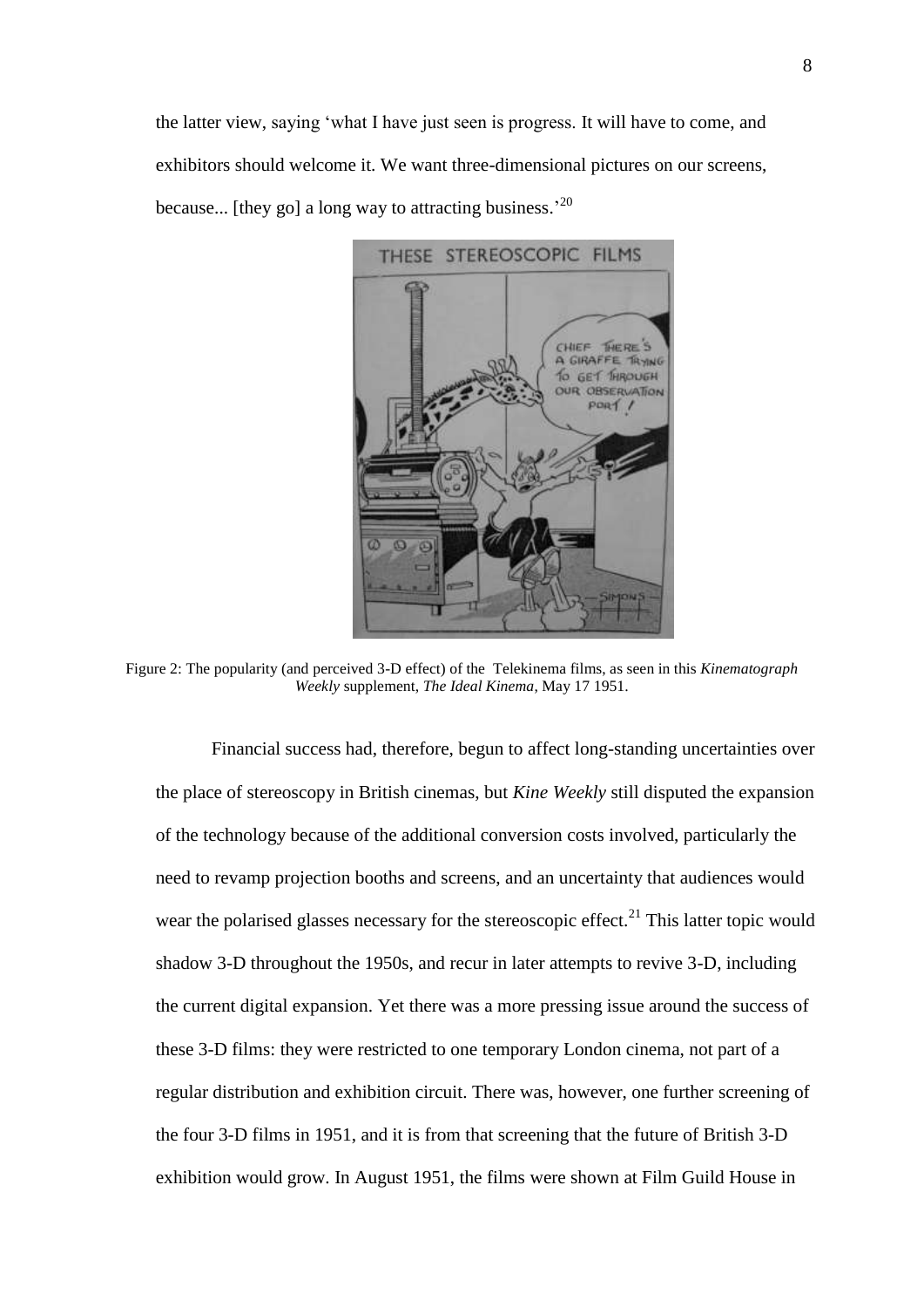the latter view, saying 'what I have just seen is progress. It will have to come, and exhibitors should welcome it. We want three-dimensional pictures on our screens, because... [they go] a long way to attracting business.'[20]

Figure 2: The popularity (and perceived 3-D effect) of the Telekinema films, as seen in this *Kinematograph Weekly* supplement, *The Ideal Kinema*, May 17 1951.

Financial success had, therefore, begun to affect long-standing uncertainties over the place of stereoscopy in British cinemas, but *Kine Weekly* still disputed the expansion of the technology because of the additional conversion costs involved, particularly the need to revamp projection booths and screens, and an uncertainty that audiences would wear the polarised glasses necessary for the stereoscopic effect.[21] This latter topic would shadow 3-D throughout the 1950s, and recur in later attempts to revive 3-D, including the current digital expansion. Yet there was a more pressing issue around the success of these 3-D films: they were restricted to one temporary London cinema, not part of a regular distribution and exhibition circuit. There was, however, one further screening of the four 3-D films in 1951, and it is from that screening that the future of British 3-D exhibition would grow. In August 1951, the films were shown at Film Guild House in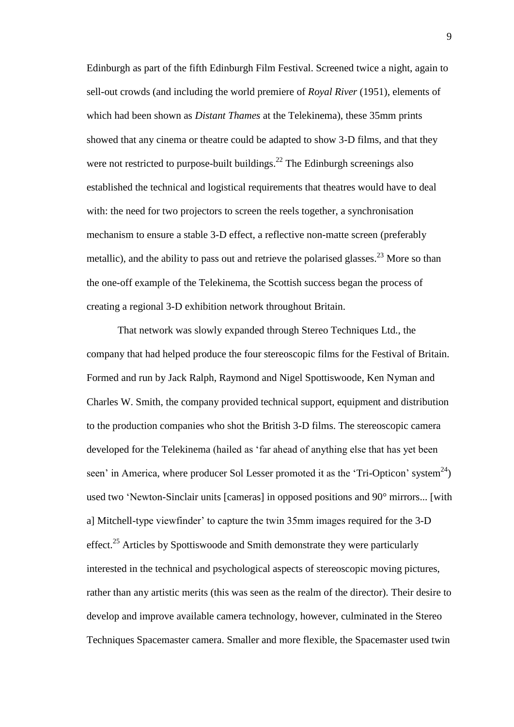Edinburgh as part of the fifth Edinburgh Film Festival. Screened twice a night, again to sell-out crowds (and including the world premiere of *Royal River* (1951), elements of which had been shown as *Distant Thames* at the Telekinema), these 35mm prints showed that any cinema or theatre could be adapted to show 3-D films, and that they were not restricted to purpose-built buildings.[22] The Edinburgh screenings also established the technical and logistical requirements that theatres would have to deal with: the need for two projectors to screen the reels together, a synchronisation mechanism to ensure a stable 3-D effect, a reflective non-matte screen (preferably metallic), and the ability to pass out and retrieve the polarised glasses.[23] More so than the one-off example of the Telekinema, the Scottish success began the process of creating a regional 3-D exhibition network throughout Britain.

That network was slowly expanded through Stereo Techniques Ltd., the company that had helped produce the four stereoscopic films for the Festival of Britain. Formed and run by Jack Ralph, Raymond and Nigel Spottiswoode, Ken Nyman and Charles W. Smith, the company provided technical support, equipment and distribution to the production companies who shot the British 3-D films. The stereoscopic camera developed for the Telekinema (hailed as 'far ahead of anything else that has yet been seen' in America, where producer Sol Lesser promoted it as the 'Tri-Opticon' system[24]) used two 'Newton-Sinclair units [cameras] in opposed positions and 90° mirrors... [with a] Mitchell-type viewfinder' to capture the twin 35mm images required for the 3-D effect.[25] Articles by Spottiswoode and Smith demonstrate they were particularly interested in the technical and psychological aspects of stereoscopic moving pictures, rather than any artistic merits (this was seen as the realm of the director). Their desire to develop and improve available camera technology, however, culminated in the Stereo Techniques Spacemaster camera. Smaller and more flexible, the Spacemaster used twin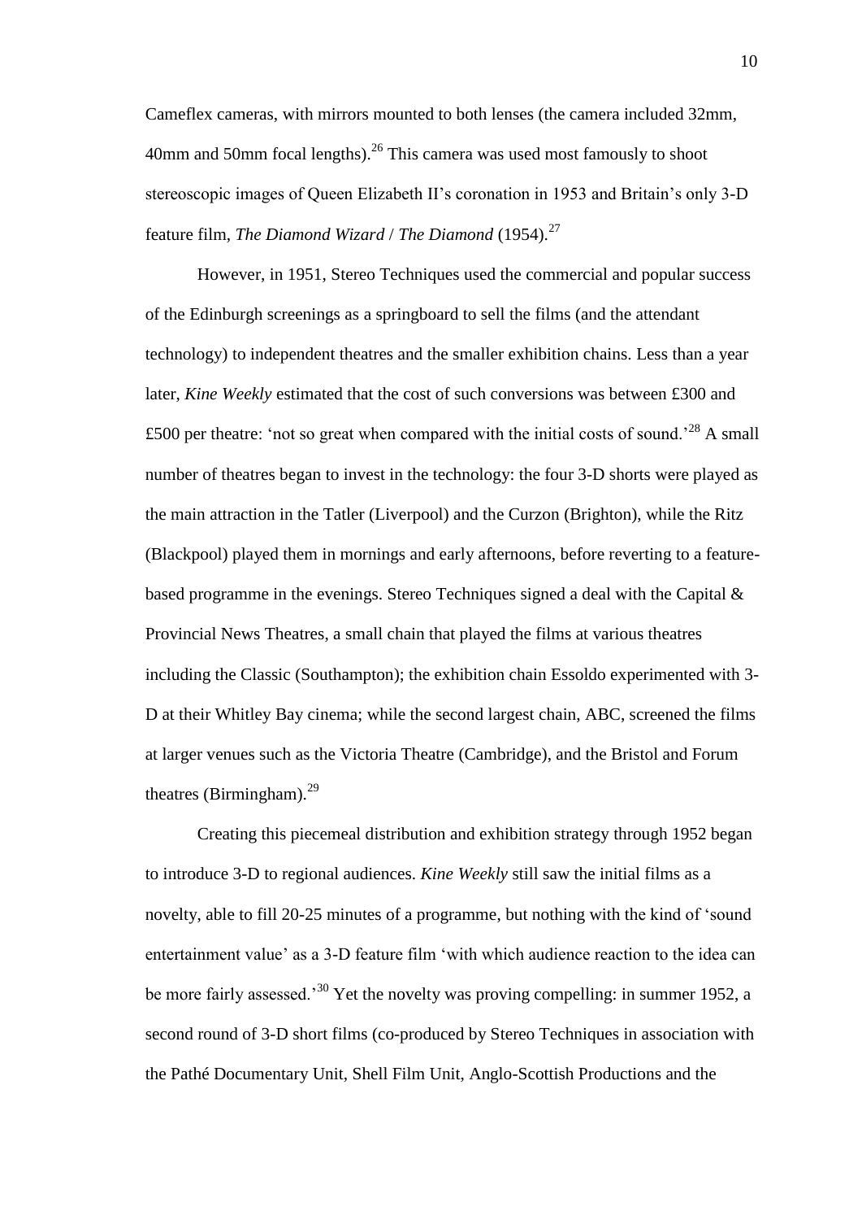Cameflex cameras, with mirrors mounted to both lenses (the camera included 32mm, 40mm and 50mm focal lengths).[26] This camera was used most famously to shoot stereoscopic images of Queen Elizabeth II's coronation in 1953 and Britain's only 3-D feature film, *The Diamond Wizard* / *The Diamond* (1954).[27]

However, in 1951, Stereo Techniques used the commercial and popular success of the Edinburgh screenings as a springboard to sell the films (and the attendant technology) to independent theatres and the smaller exhibition chains. Less than a year later, *Kine Weekly* estimated that the cost of such conversions was between £300 and £500 per theatre: 'not so great when compared with the initial costs of sound.'[28] A small number of theatres began to invest in the technology: the four 3-D shorts were played as the main attraction in the Tatler (Liverpool) and the Curzon (Brighton), while the Ritz (Blackpool) played them in mornings and early afternoons, before reverting to a feature-based programme in the evenings. Stereo Techniques signed a deal with the Capital & Provincial News Theatres, a small chain that played the films at various theatres including the Classic (Southampton); the exhibition chain Essoldo experimented with 3-D at their Whitley Bay cinema; while the second largest chain, ABC, screened the films at larger venues such as the Victoria Theatre (Cambridge), and the Bristol and Forum theatres (Birmingham).[29]

Creating this piecemeal distribution and exhibition strategy through 1952 began to introduce 3-D to regional audiences. *Kine Weekly* still saw the initial films as a novelty, able to fill 20-25 minutes of a programme, but nothing with the kind of 'sound entertainment value' as a 3-D feature film 'with which audience reaction to the idea can be more fairly assessed.'[30] Yet the novelty was proving compelling: in summer 1952, a second round of 3-D short films (co-produced by Stereo Techniques in association with the Pathé Documentary Unit, Shell Film Unit, Anglo-Scottish Productions and the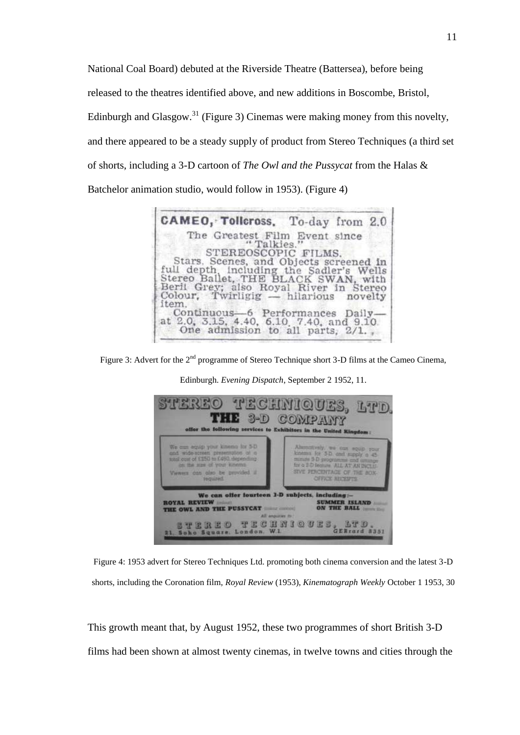National Coal Board) debuted at the Riverside Theatre (Battersea), before being released to the theatres identified above, and new additions in Boscombe, Bristol, Edinburgh and Glasgow.[31] (Figure 3) Cinemas were making money from this novelty, and there appeared to be a steady supply of product from Stereo Techniques (a third set of shorts, including a 3-D cartoon of *The Owl and the Pussycat* from the Halas & Batchelor animation studio, would follow in 1953). (Figure 4)

CAMEO, Tollcross. To-day from 2.0
The Greatest Film Event since "Talkies."
STEREOSCOPIC FILMS.
Stars, Scenes, and Objects screened in full depth, including the Sadler's Wells Stereo Ballet, THE BLACK SWAN, with Beril Grey; also Royal River in Stereo Colour, Twirligig — hilarious novelty item.
Continuous—6 Performances Daily—at 2.0, 3.15, 4.40, 6.10, 7.40, and 9.10.
One admission to all parts, 2/1.

Figure 3: Advert for the 2nd programme of Stereo Technique short 3-D films at the Cameo Cinema, Edinburgh. *Evening Dispatch*, September 2 1952, 11.

STEREO TECHNIQUES, LTD.
THE 3-D COMPANY
offer the following services to Exhibitors in the United Kingdom:

We can equip your kinema for 3-D and wide-screen presentation at a total cost of £350 to £450, depending on the size of your kinema. Viewers can also be provided if required.

Alternatively, we can equip your kinema for 3-D and supply a 45-minute 3-D programme and arrange for a 2-D feature. ALL AT AN INCLUSIVE PERCENTAGE OF THE BOX-OFFICE RECEIPTS.

We can offer fourteen 3-D subjects, including:—
ROYAL REVIEW (colour)
THE OWL AND THE PUSSYCAT (colour cartoon)
SUMMER ISLAND (colour)
ON THE BALL (sports film)

All enquiries to:
STEREO TECHNIQUES, LTD.
21, Soho Square, London, W.1. GERrard 8351

Figure 4: 1953 advert for Stereo Techniques Ltd. promoting both cinema conversion and the latest 3-D shorts, including the Coronation film, *Royal Review* (1953), *Kinematograph Weekly* October 1 1953, 30

This growth meant that, by August 1952, these two programmes of short British 3-D films had been shown at almost twenty cinemas, in twelve towns and cities through the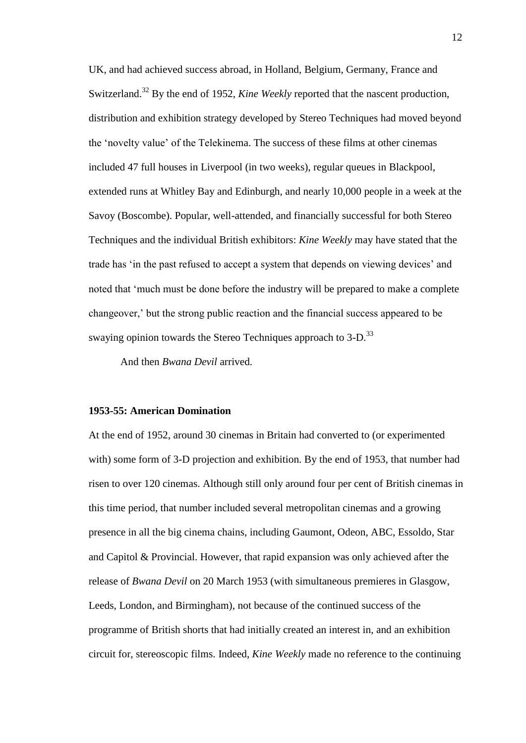UK, and had achieved success abroad, in Holland, Belgium, Germany, France and Switzerland.[32] By the end of 1952, *Kine Weekly* reported that the nascent production, distribution and exhibition strategy developed by Stereo Techniques had moved beyond the 'novelty value' of the Telekinema. The success of these films at other cinemas included 47 full houses in Liverpool (in two weeks), regular queues in Blackpool, extended runs at Whitley Bay and Edinburgh, and nearly 10,000 people in a week at the Savoy (Boscombe). Popular, well-attended, and financially successful for both Stereo Techniques and the individual British exhibitors: *Kine Weekly* may have stated that the trade has 'in the past refused to accept a system that depends on viewing devices' and noted that 'much must be done before the industry will be prepared to make a complete changeover,' but the strong public reaction and the financial success appeared to be swaying opinion towards the Stereo Techniques approach to 3-D.[33]

And then *Bwana Devil* arrived.

## 1953-55: American Domination

At the end of 1952, around 30 cinemas in Britain had converted to (or experimented with) some form of 3-D projection and exhibition. By the end of 1953, that number had risen to over 120 cinemas. Although still only around four per cent of British cinemas in this time period, that number included several metropolitan cinemas and a growing presence in all the big cinema chains, including Gaumont, Odeon, ABC, Essoldo, Star and Capitol & Provincial. However, that rapid expansion was only achieved after the release of *Bwana Devil* on 20 March 1953 (with simultaneous premieres in Glasgow, Leeds, London, and Birmingham), not because of the continued success of the programme of British shorts that had initially created an interest in, and an exhibition circuit for, stereoscopic films. Indeed, *Kine Weekly* made no reference to the continuing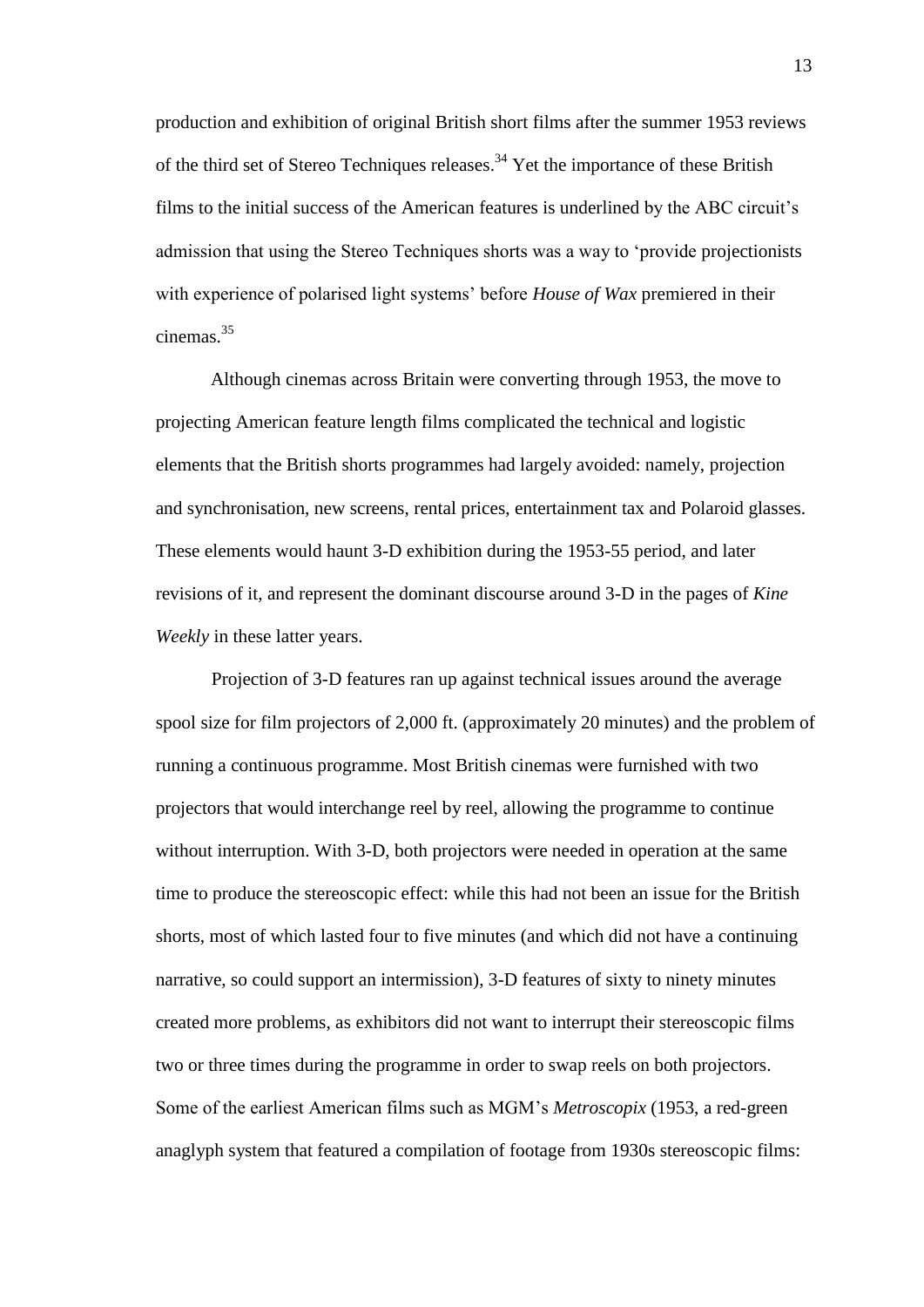production and exhibition of original British short films after the summer 1953 reviews of the third set of Stereo Techniques releases.[34] Yet the importance of these British films to the initial success of the American features is underlined by the ABC circuit's admission that using the Stereo Techniques shorts was a way to 'provide projectionists with experience of polarised light systems' before *House of Wax* premiered in their cinemas.[35]

Although cinemas across Britain were converting through 1953, the move to projecting American feature length films complicated the technical and logistic elements that the British shorts programmes had largely avoided: namely, projection and synchronisation, new screens, rental prices, entertainment tax and Polaroid glasses. These elements would haunt 3-D exhibition during the 1953-55 period, and later revisions of it, and represent the dominant discourse around 3-D in the pages of *Kine Weekly* in these latter years.

Projection of 3-D features ran up against technical issues around the average spool size for film projectors of 2,000 ft. (approximately 20 minutes) and the problem of running a continuous programme. Most British cinemas were furnished with two projectors that would interchange reel by reel, allowing the programme to continue without interruption. With 3-D, both projectors were needed in operation at the same time to produce the stereoscopic effect: while this had not been an issue for the British shorts, most of which lasted four to five minutes (and which did not have a continuing narrative, so could support an intermission), 3-D features of sixty to ninety minutes created more problems, as exhibitors did not want to interrupt their stereoscopic films two or three times during the programme in order to swap reels on both projectors. Some of the earliest American films such as MGM's *Metroscopix* (1953, a red-green anaglyph system that featured a compilation of footage from 1930s stereoscopic films: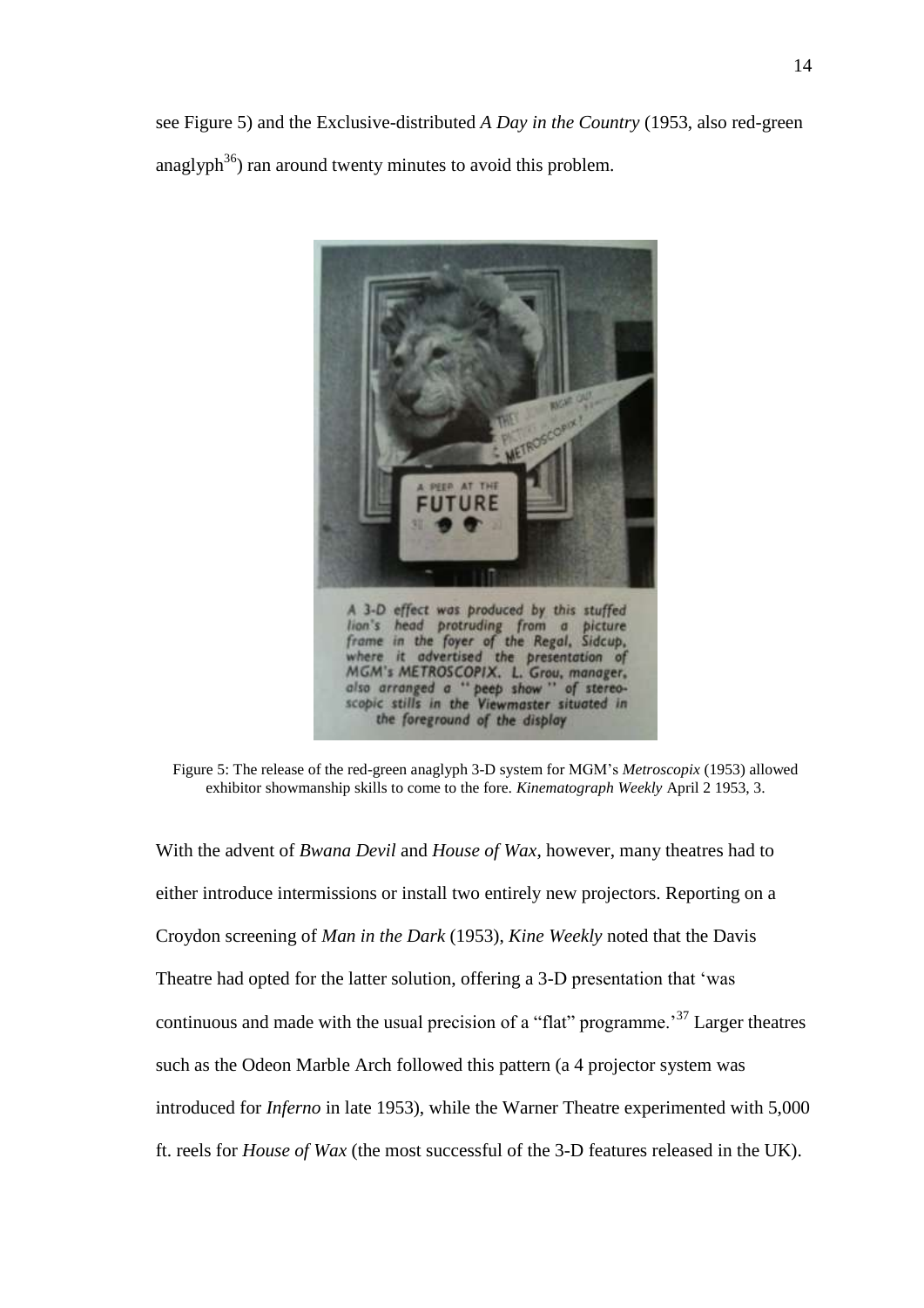see Figure 5) and the Exclusive-distributed *A Day in the Country* (1953, also red-green anaglyph[36]) ran around twenty minutes to avoid this problem.

Figure 5: The release of the red-green anaglyph 3-D system for MGM's *Metroscopix* (1953) allowed exhibitor showmanship skills to come to the fore. *Kinematograph Weekly* April 2 1953, 3.

With the advent of *Bwana Devil* and *House of Wax*, however, many theatres had to either introduce intermissions or install two entirely new projectors. Reporting on a Croydon screening of *Man in the Dark* (1953), *Kine Weekly* noted that the Davis Theatre had opted for the latter solution, offering a 3-D presentation that 'was continuous and made with the usual precision of a "flat" programme.'[37] Larger theatres such as the Odeon Marble Arch followed this pattern (a 4 projector system was introduced for *Inferno* in late 1953), while the Warner Theatre experimented with 5,000 ft. reels for *House of Wax* (the most successful of the 3-D features released in the UK).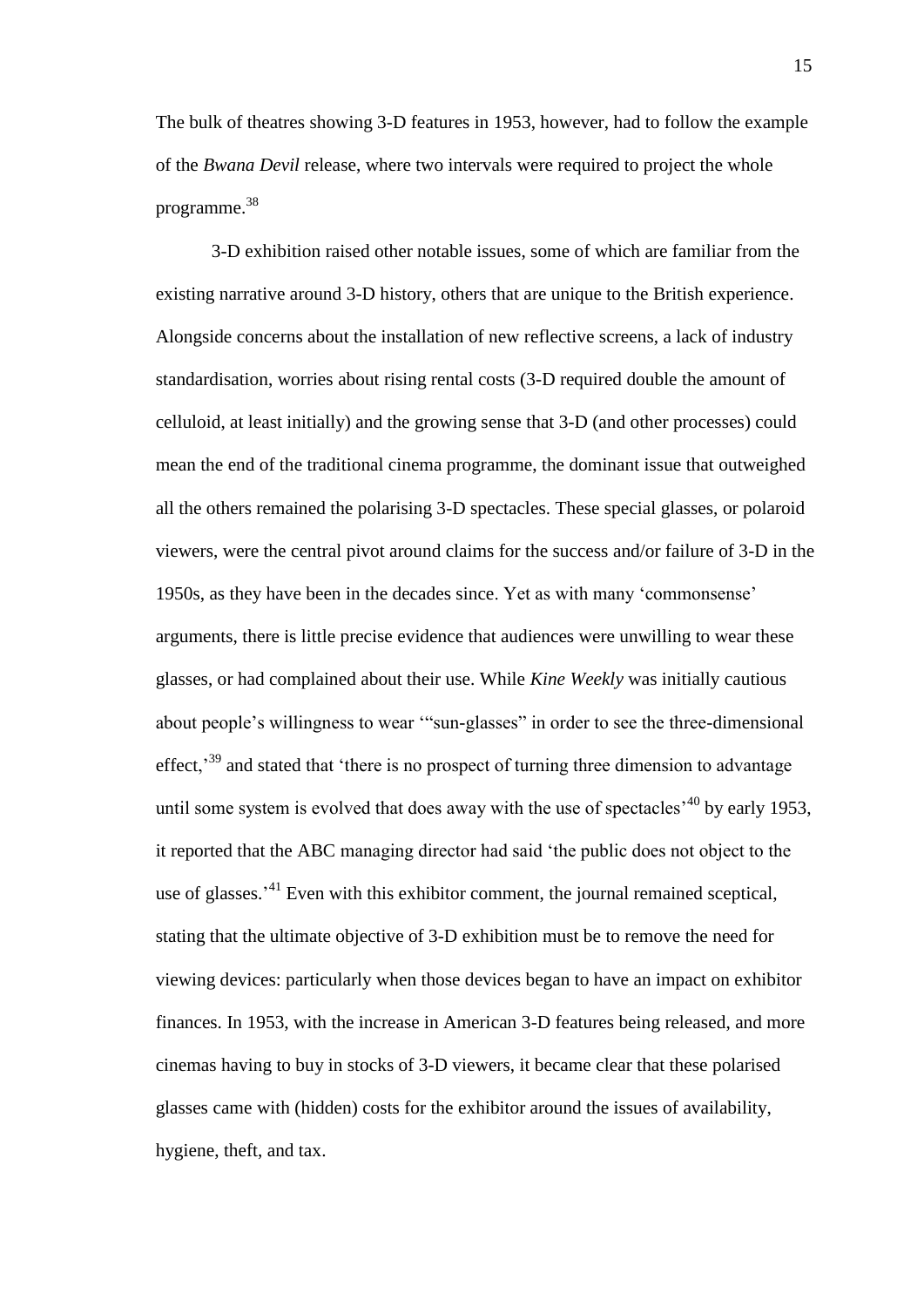The bulk of theatres showing 3-D features in 1953, however, had to follow the example of the *Bwana Devil* release, where two intervals were required to project the whole programme.[38]

3-D exhibition raised other notable issues, some of which are familiar from the existing narrative around 3-D history, others that are unique to the British experience. Alongside concerns about the installation of new reflective screens, a lack of industry standardisation, worries about rising rental costs (3-D required double the amount of celluloid, at least initially) and the growing sense that 3-D (and other processes) could mean the end of the traditional cinema programme, the dominant issue that outweighed all the others remained the polarising 3-D spectacles. These special glasses, or polaroid viewers, were the central pivot around claims for the success and/or failure of 3-D in the 1950s, as they have been in the decades since. Yet as with many 'commonsense' arguments, there is little precise evidence that audiences were unwilling to wear these glasses, or had complained about their use. While *Kine Weekly* was initially cautious about people's willingness to wear '"sun-glasses" in order to see the three-dimensional effect,'[39] and stated that 'there is no prospect of turning three dimension to advantage until some system is evolved that does away with the use of spectacles'[40] by early 1953, it reported that the ABC managing director had said 'the public does not object to the use of glasses.'[41] Even with this exhibitor comment, the journal remained sceptical, stating that the ultimate objective of 3-D exhibition must be to remove the need for viewing devices: particularly when those devices began to have an impact on exhibitor finances. In 1953, with the increase in American 3-D features being released, and more cinemas having to buy in stocks of 3-D viewers, it became clear that these polarised glasses came with (hidden) costs for the exhibitor around the issues of availability, hygiene, theft, and tax.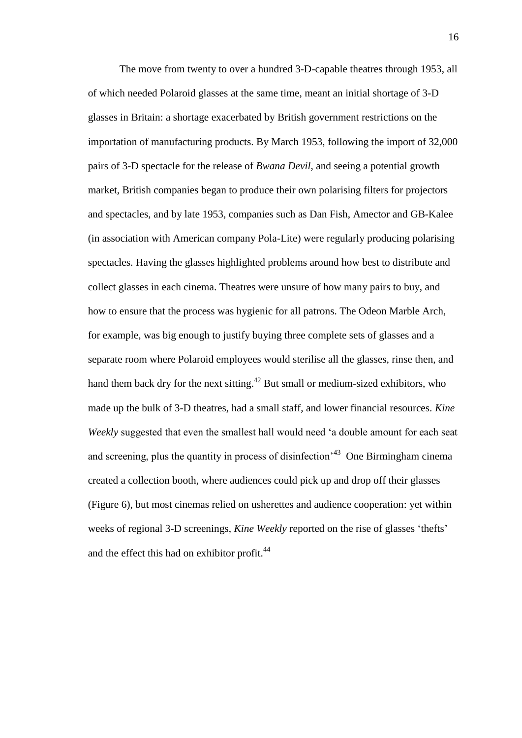The move from twenty to over a hundred 3-D-capable theatres through 1953, all of which needed Polaroid glasses at the same time, meant an initial shortage of 3-D glasses in Britain: a shortage exacerbated by British government restrictions on the importation of manufacturing products. By March 1953, following the import of 32,000 pairs of 3-D spectacle for the release of *Bwana Devil*, and seeing a potential growth market, British companies began to produce their own polarising filters for projectors and spectacles, and by late 1953, companies such as Dan Fish, Amector and GB-Kalee (in association with American company Pola-Lite) were regularly producing polarising spectacles. Having the glasses highlighted problems around how best to distribute and collect glasses in each cinema. Theatres were unsure of how many pairs to buy, and how to ensure that the process was hygienic for all patrons. The Odeon Marble Arch, for example, was big enough to justify buying three complete sets of glasses and a separate room where Polaroid employees would sterilise all the glasses, rinse then, and hand them back dry for the next sitting.[42] But small or medium-sized exhibitors, who made up the bulk of 3-D theatres, had a small staff, and lower financial resources. *Kine Weekly* suggested that even the smallest hall would need 'a double amount for each seat and screening, plus the quantity in process of disinfection'[43] One Birmingham cinema created a collection booth, where audiences could pick up and drop off their glasses (Figure 6), but most cinemas relied on usherettes and audience cooperation: yet within weeks of regional 3-D screenings, *Kine Weekly* reported on the rise of glasses 'thefts' and the effect this had on exhibitor profit.[44]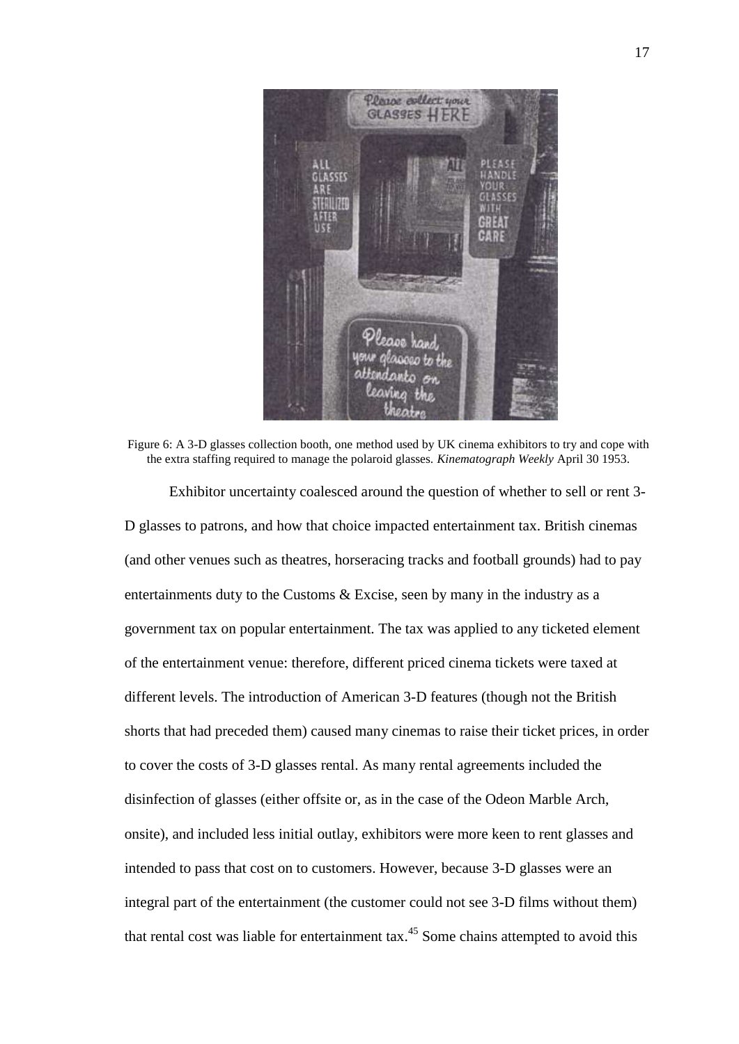Figure 6: A 3-D glasses collection booth, one method used by UK cinema exhibitors to try and cope with the extra staffing required to manage the polaroid glasses. *Kinematograph Weekly* April 30 1953.

Exhibitor uncertainty coalesced around the question of whether to sell or rent 3-D glasses to patrons, and how that choice impacted entertainment tax. British cinemas (and other venues such as theatres, horseracing tracks and football grounds) had to pay entertainments duty to the Customs & Excise, seen by many in the industry as a government tax on popular entertainment. The tax was applied to any ticketed element of the entertainment venue: therefore, different priced cinema tickets were taxed at different levels. The introduction of American 3-D features (though not the British shorts that had preceded them) caused many cinemas to raise their ticket prices, in order to cover the costs of 3-D glasses rental. As many rental agreements included the disinfection of glasses (either offsite or, as in the case of the Odeon Marble Arch, onsite), and included less initial outlay, exhibitors were more keen to rent glasses and intended to pass that cost on to customers. However, because 3-D glasses were an integral part of the entertainment (the customer could not see 3-D films without them) that rental cost was liable for entertainment tax.[45] Some chains attempted to avoid this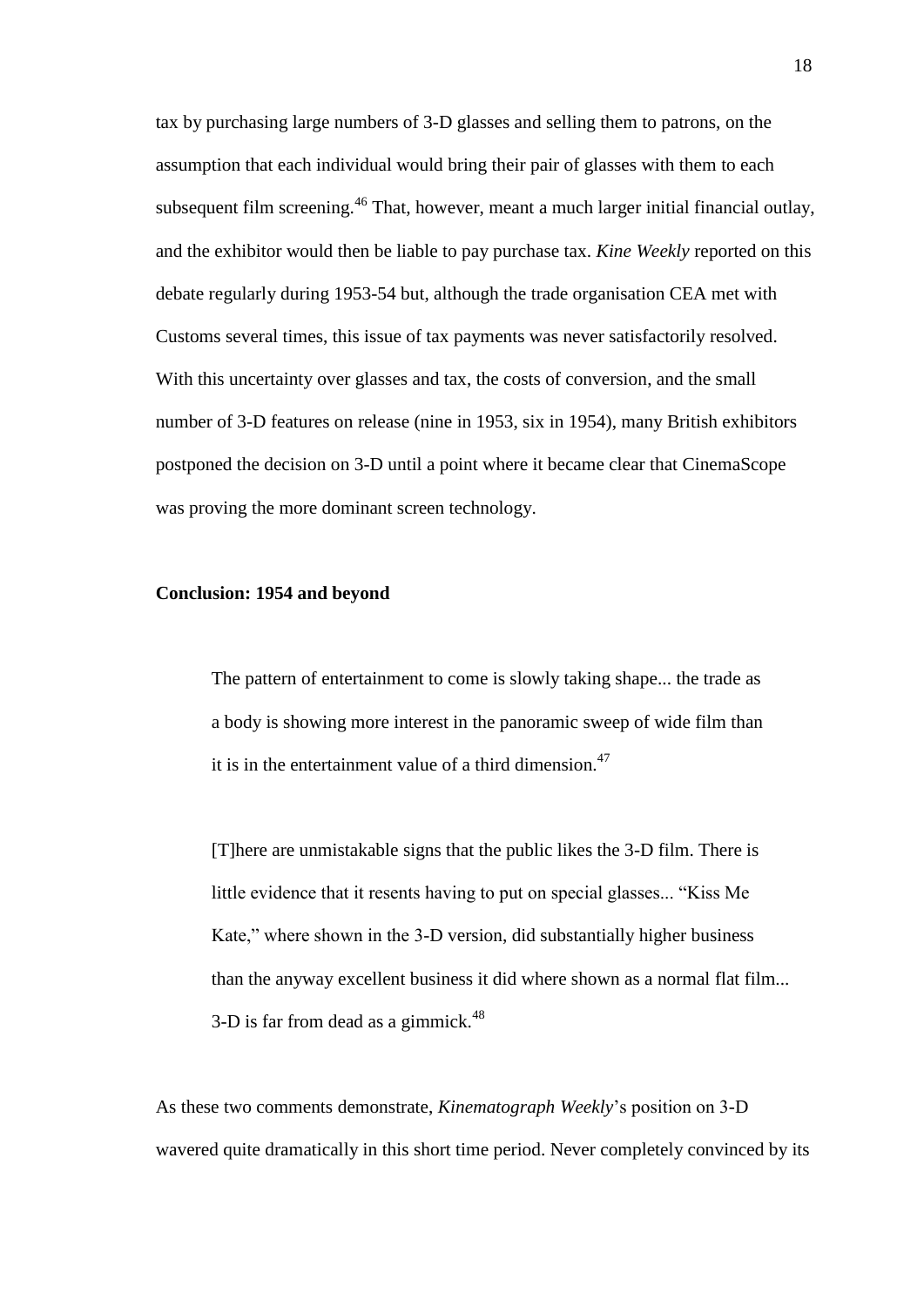tax by purchasing large numbers of 3-D glasses and selling them to patrons, on the assumption that each individual would bring their pair of glasses with them to each subsequent film screening.[46] That, however, meant a much larger initial financial outlay, and the exhibitor would then be liable to pay purchase tax. *Kine Weekly* reported on this debate regularly during 1953-54 but, although the trade organisation CEA met with Customs several times, this issue of tax payments was never satisfactorily resolved. With this uncertainty over glasses and tax, the costs of conversion, and the small number of 3-D features on release (nine in 1953, six in 1954), many British exhibitors postponed the decision on 3-D until a point where it became clear that CinemaScope was proving the more dominant screen technology.

**Conclusion: 1954 and beyond**

> The pattern of entertainment to come is slowly taking shape... the trade as a body is showing more interest in the panoramic sweep of wide film than it is in the entertainment value of a third dimension.[47]

> [T]here are unmistakable signs that the public likes the 3-D film. There is little evidence that it resents having to put on special glasses... "Kiss Me Kate," where shown in the 3-D version, did substantially higher business than the anyway excellent business it did where shown as a normal flat film... 3-D is far from dead as a gimmick.[48]

As these two comments demonstrate, *Kinematograph Weekly*'s position on 3-D wavered quite dramatically in this short time period. Never completely convinced by its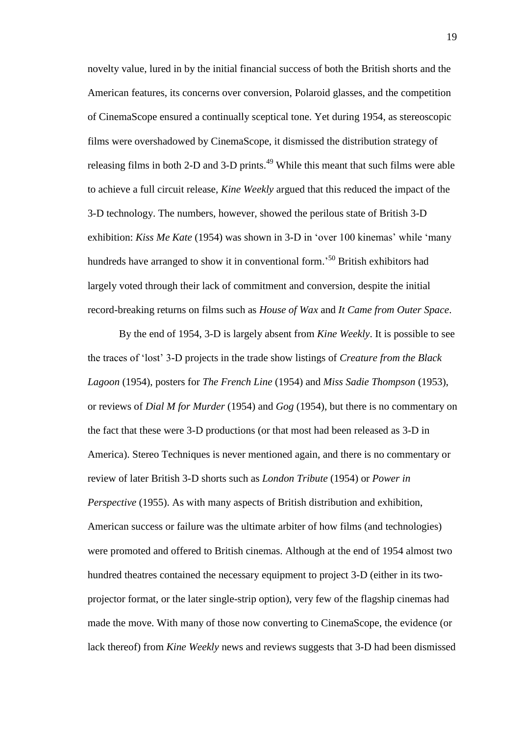novelty value, lured in by the initial financial success of both the British shorts and the American features, its concerns over conversion, Polaroid glasses, and the competition of CinemaScope ensured a continually sceptical tone. Yet during 1954, as stereoscopic films were overshadowed by CinemaScope, it dismissed the distribution strategy of releasing films in both 2-D and 3-D prints.[49] While this meant that such films were able to achieve a full circuit release, *Kine Weekly* argued that this reduced the impact of the 3-D technology. The numbers, however, showed the perilous state of British 3-D exhibition: *Kiss Me Kate* (1954) was shown in 3-D in 'over 100 kinemas' while 'many hundreds have arranged to show it in conventional form.'[50] British exhibitors had largely voted through their lack of commitment and conversion, despite the initial record-breaking returns on films such as *House of Wax* and *It Came from Outer Space*.

By the end of 1954, 3-D is largely absent from *Kine Weekly*. It is possible to see the traces of 'lost' 3-D projects in the trade show listings of *Creature from the Black Lagoon* (1954), posters for *The French Line* (1954) and *Miss Sadie Thompson* (1953), or reviews of *Dial M for Murder* (1954) and *Gog* (1954), but there is no commentary on the fact that these were 3-D productions (or that most had been released as 3-D in America). Stereo Techniques is never mentioned again, and there is no commentary or review of later British 3-D shorts such as *London Tribute* (1954) or *Power in Perspective* (1955). As with many aspects of British distribution and exhibition, American success or failure was the ultimate arbiter of how films (and technologies) were promoted and offered to British cinemas. Although at the end of 1954 almost two hundred theatres contained the necessary equipment to project 3-D (either in its two-projector format, or the later single-strip option), very few of the flagship cinemas had made the move. With many of those now converting to CinemaScope, the evidence (or lack thereof) from *Kine Weekly* news and reviews suggests that 3-D had been dismissed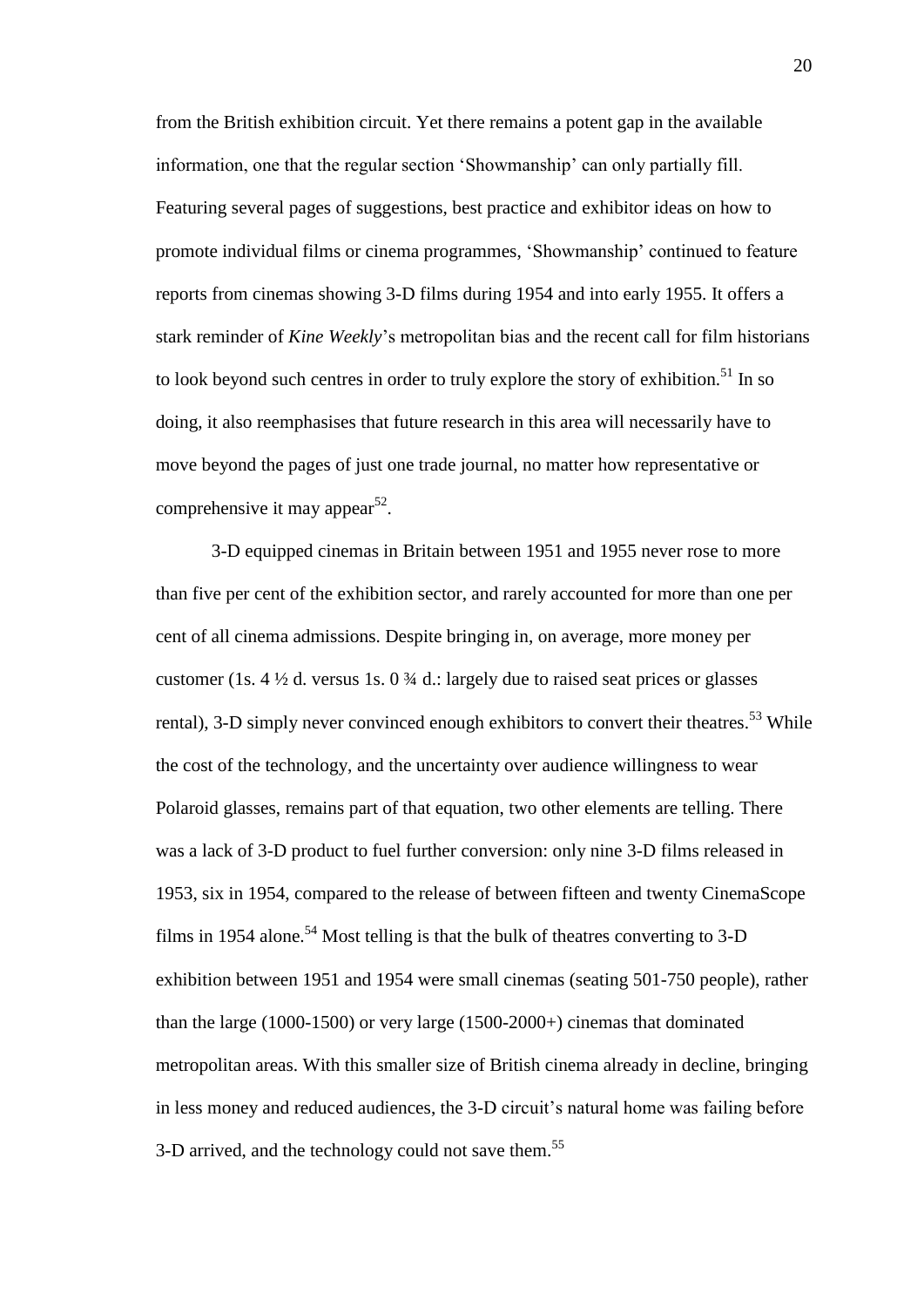from the British exhibition circuit. Yet there remains a potent gap in the available information, one that the regular section 'Showmanship' can only partially fill. Featuring several pages of suggestions, best practice and exhibitor ideas on how to promote individual films or cinema programmes, 'Showmanship' continued to feature reports from cinemas showing 3-D films during 1954 and into early 1955. It offers a stark reminder of *Kine Weekly*'s metropolitan bias and the recent call for film historians to look beyond such centres in order to truly explore the story of exhibition.[51] In so doing, it also reemphasises that future research in this area will necessarily have to move beyond the pages of just one trade journal, no matter how representative or comprehensive it may appear[52].

3-D equipped cinemas in Britain between 1951 and 1955 never rose to more than five per cent of the exhibition sector, and rarely accounted for more than one per cent of all cinema admissions. Despite bringing in, on average, more money per customer (1s. 4 ½ d. versus 1s. 0 ¾ d.: largely due to raised seat prices or glasses rental), 3-D simply never convinced enough exhibitors to convert their theatres.[53] While the cost of the technology, and the uncertainty over audience willingness to wear Polaroid glasses, remains part of that equation, two other elements are telling. There was a lack of 3-D product to fuel further conversion: only nine 3-D films released in 1953, six in 1954, compared to the release of between fifteen and twenty CinemaScope films in 1954 alone.[54] Most telling is that the bulk of theatres converting to 3-D exhibition between 1951 and 1954 were small cinemas (seating 501-750 people), rather than the large (1000-1500) or very large (1500-2000+) cinemas that dominated metropolitan areas. With this smaller size of British cinema already in decline, bringing in less money and reduced audiences, the 3-D circuit's natural home was failing before 3-D arrived, and the technology could not save them.[55]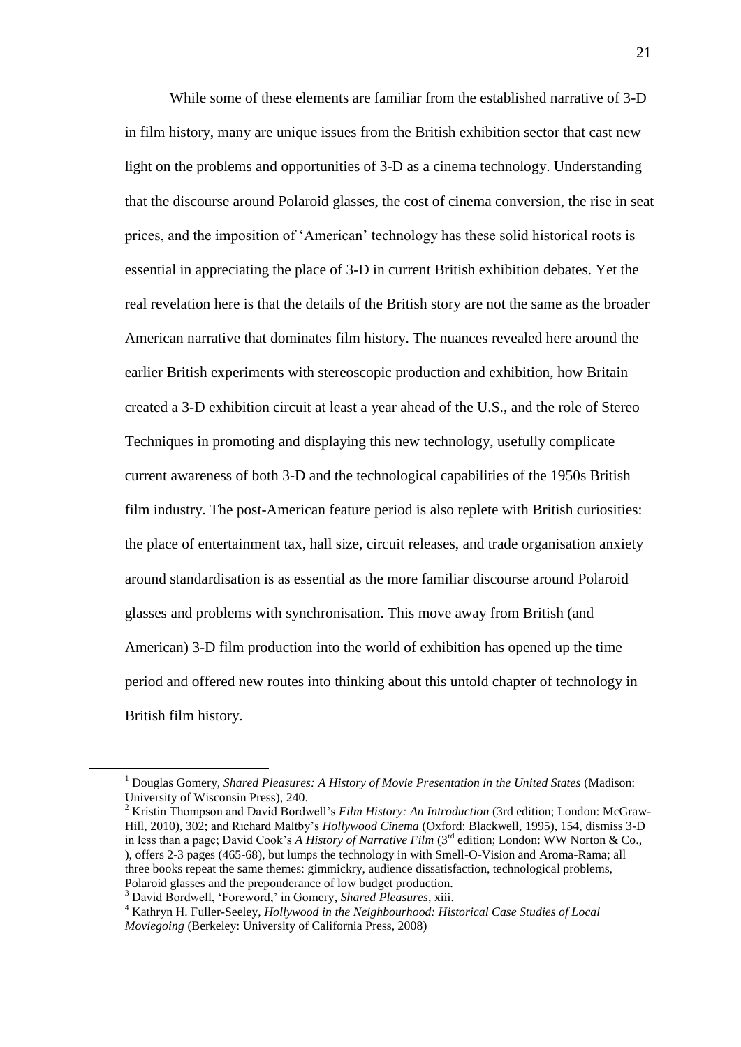While some of these elements are familiar from the established narrative of 3-D in film history, many are unique issues from the British exhibition sector that cast new light on the problems and opportunities of 3-D as a cinema technology. Understanding that the discourse around Polaroid glasses, the cost of cinema conversion, the rise in seat prices, and the imposition of 'American' technology has these solid historical roots is essential in appreciating the place of 3-D in current British exhibition debates. Yet the real revelation here is that the details of the British story are not the same as the broader American narrative that dominates film history. The nuances revealed here around the earlier British experiments with stereoscopic production and exhibition, how Britain created a 3-D exhibition circuit at least a year ahead of the U.S., and the role of Stereo Techniques in promoting and displaying this new technology, usefully complicate current awareness of both 3-D and the technological capabilities of the 1950s British film industry. The post-American feature period is also replete with British curiosities: the place of entertainment tax, hall size, circuit releases, and trade organisation anxiety around standardisation is as essential as the more familiar discourse around Polaroid glasses and problems with synchronisation. This move away from British (and American) 3-D film production into the world of exhibition has opened up the time period and offered new routes into thinking about this untold chapter of technology in British film history.

---

[1] Douglas Gomery, *Shared Pleasures: A History of Movie Presentation in the United States* (Madison: University of Wisconsin Press), 240.

[2] Kristin Thompson and David Bordwell's *Film History: An Introduction* (3rd edition; London: McGraw-Hill, 2010), 302; and Richard Maltby's *Hollywood Cinema* (Oxford: Blackwell, 1995), 154, dismiss 3-D in less than a page; David Cook's *A History of Narrative Film* (3rd edition; London: WW Norton & Co., ), offers 2-3 pages (465-68), but lumps the technology in with Smell-O-Vision and Aroma-Rama; all three books repeat the same themes: gimmickry, audience dissatisfaction, technological problems, Polaroid glasses and the preponderance of low budget production.

[3] David Bordwell, 'Foreword,' in Gomery, *Shared Pleasures*, xiii.

[4] Kathryn H. Fuller-Seeley, *Hollywood in the Neighbourhood: Historical Case Studies of Local Moviegoing* (Berkeley: University of California Press, 2008)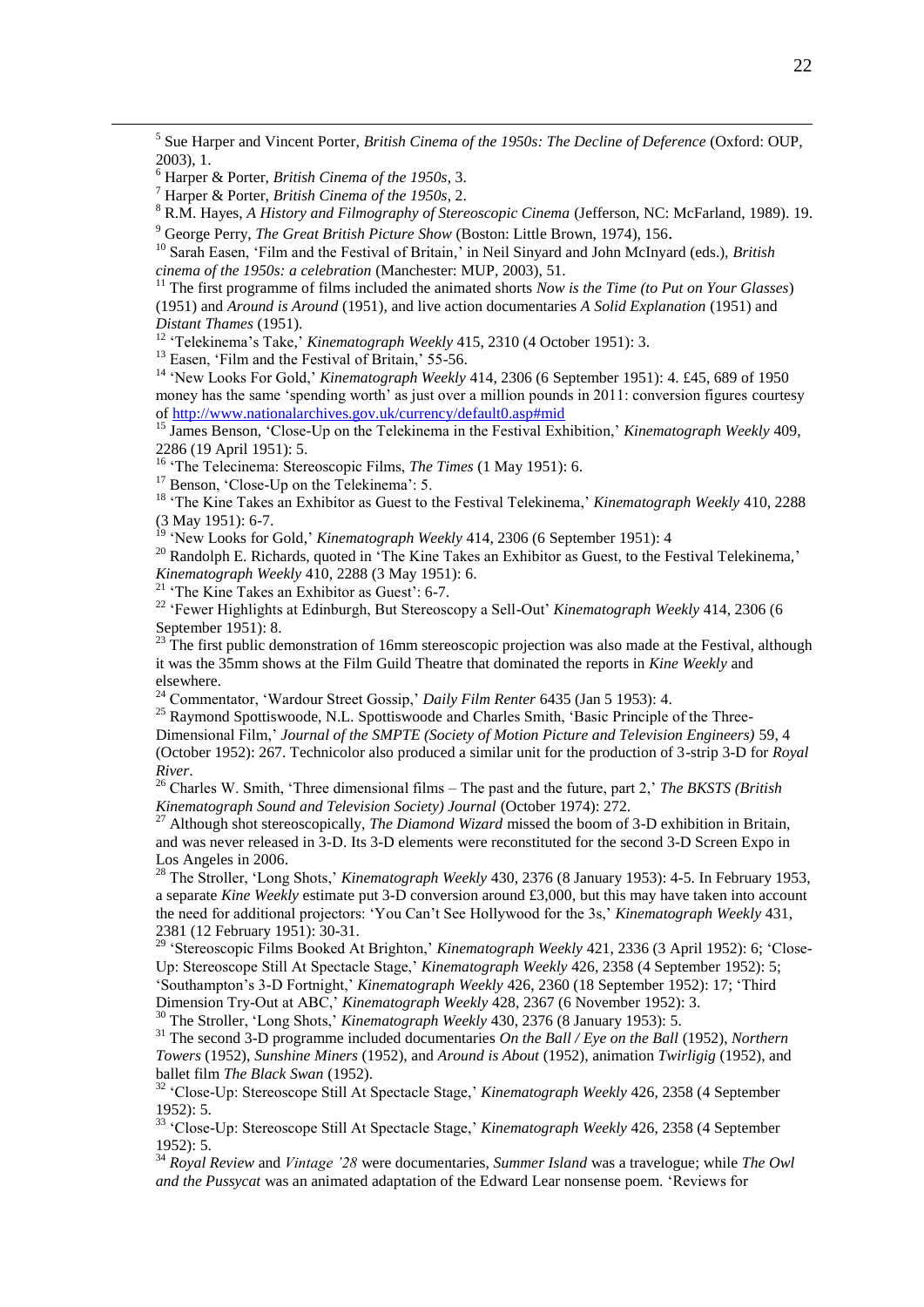[5] Sue Harper and Vincent Porter, *British Cinema of the 1950s: The Decline of Deference* (Oxford: OUP, 2003), 1.

[6] Harper & Porter, *British Cinema of the 1950s*, 3.

[7] Harper & Porter, *British Cinema of the 1950s*, 2.

[8] R.M. Hayes, *A History and Filmography of Stereoscopic Cinema* (Jefferson, NC: McFarland, 1989). 19.

[9] George Perry, *The Great British Picture Show* (Boston: Little Brown, 1974), 156.

[10] Sarah Easen, 'Film and the Festival of Britain,' in Neil Sinyard and John McInyard (eds.), *British cinema of the 1950s: a celebration* (Manchester: MUP, 2003), 51.

[11] The first programme of films included the animated shorts *Now is the Time (to Put on Your Glasses)* (1951) and *Around is Around* (1951), and live action documentaries *A Solid Explanation* (1951) and *Distant Thames* (1951).

[12] 'Telekinema's Take,' *Kinematograph Weekly* 415, 2310 (4 October 1951): 3.

[13] Easen, 'Film and the Festival of Britain,' 55-56.

[14] 'New Looks For Gold,' *Kinematograph Weekly* 414, 2306 (6 September 1951): 4. £45, 689 of 1950 money has the same 'spending worth' as just over a million pounds in 2011: conversion figures courtesy of http://www.nationalarchives.gov.uk/currency/default0.asp#mid

[15] James Benson, 'Close-Up on the Telekinema in the Festival Exhibition,' *Kinematograph Weekly* 409, 2286 (19 April 1951): 5.

[16] 'The Telecinema: Stereoscopic Films, *The Times* (1 May 1951): 6.

[17] Benson, 'Close-Up on the Telekinema': 5.

[18] 'The Kine Takes an Exhibitor as Guest to the Festival Telekinema,' *Kinematograph Weekly* 410, 2288 (3 May 1951): 6-7.

[19] 'New Looks for Gold,' *Kinematograph Weekly* 414, 2306 (6 September 1951): 4

[20] Randolph E. Richards, quoted in 'The Kine Takes an Exhibitor as Guest, to the Festival Telekinema,' *Kinematograph Weekly* 410, 2288 (3 May 1951): 6.

[21] 'The Kine Takes an Exhibitor as Guest': 6-7.

[22] 'Fewer Highlights at Edinburgh, But Stereoscopy a Sell-Out' *Kinematograph Weekly* 414, 2306 (6 September 1951): 8.

[23] The first public demonstration of 16mm stereoscopic projection was also made at the Festival, although it was the 35mm shows at the Film Guild Theatre that dominated the reports in *Kine Weekly* and elsewhere.

[24] Commentator, 'Wardour Street Gossip,' *Daily Film Renter* 6435 (Jan 5 1953): 4.

[25] Raymond Spottiswoode, N.L. Spottiswoode and Charles Smith, 'Basic Principle of the Three-Dimensional Film,' *Journal of the SMPTE (Society of Motion Picture and Television Engineers)* 59, 4 (October 1952): 267. Technicolor also produced a similar unit for the production of 3-strip 3-D for *Royal River*.

[26] Charles W. Smith, 'Three dimensional films – The past and the future, part 2,' *The BKSTS (British Kinematograph Sound and Television Society) Journal* (October 1974): 272.

[27] Although shot stereoscopically, *The Diamond Wizard* missed the boom of 3-D exhibition in Britain, and was never released in 3-D. Its 3-D elements were reconstituted for the second 3-D Screen Expo in Los Angeles in 2006.

[28] The Stroller, 'Long Shots,' *Kinematograph Weekly* 430, 2376 (8 January 1953): 4-5. In February 1953, a separate *Kine Weekly* estimate put 3-D conversion around £3,000, but this may have taken into account the need for additional projectors: 'You Can't See Hollywood for the 3s,' *Kinematograph Weekly* 431, 2381 (12 February 1951): 30-31.

[29] 'Stereoscopic Films Booked At Brighton,' *Kinematograph Weekly* 421, 2336 (3 April 1952): 6; 'Close-Up: Stereoscope Still At Spectacle Stage,' *Kinematograph Weekly* 426, 2358 (4 September 1952): 5; 'Southampton's 3-D Fortnight,' *Kinematograph Weekly* 426, 2360 (18 September 1952): 17; 'Third Dimension Try-Out at ABC,' *Kinematograph Weekly* 428, 2367 (6 November 1952): 3.

[30] The Stroller, 'Long Shots,' *Kinematograph Weekly* 430, 2376 (8 January 1953): 5.

[31] The second 3-D programme included documentaries *On the Ball / Eye on the Ball* (1952), *Northern Towers* (1952), *Sunshine Miners* (1952), and *Around is About* (1952), animation *Twirligig* (1952), and ballet film *The Black Swan* (1952).

[32] 'Close-Up: Stereoscope Still At Spectacle Stage,' *Kinematograph Weekly* 426, 2358 (4 September 1952): 5.

[33] 'Close-Up: Stereoscope Still At Spectacle Stage,' *Kinematograph Weekly* 426, 2358 (4 September 1952): 5.

[34] *Royal Review* and *Vintage '28* were documentaries, *Summer Island* was a travelogue; while *The Owl and the Pussycat* was an animated adaptation of the Edward Lear nonsense poem. 'Reviews for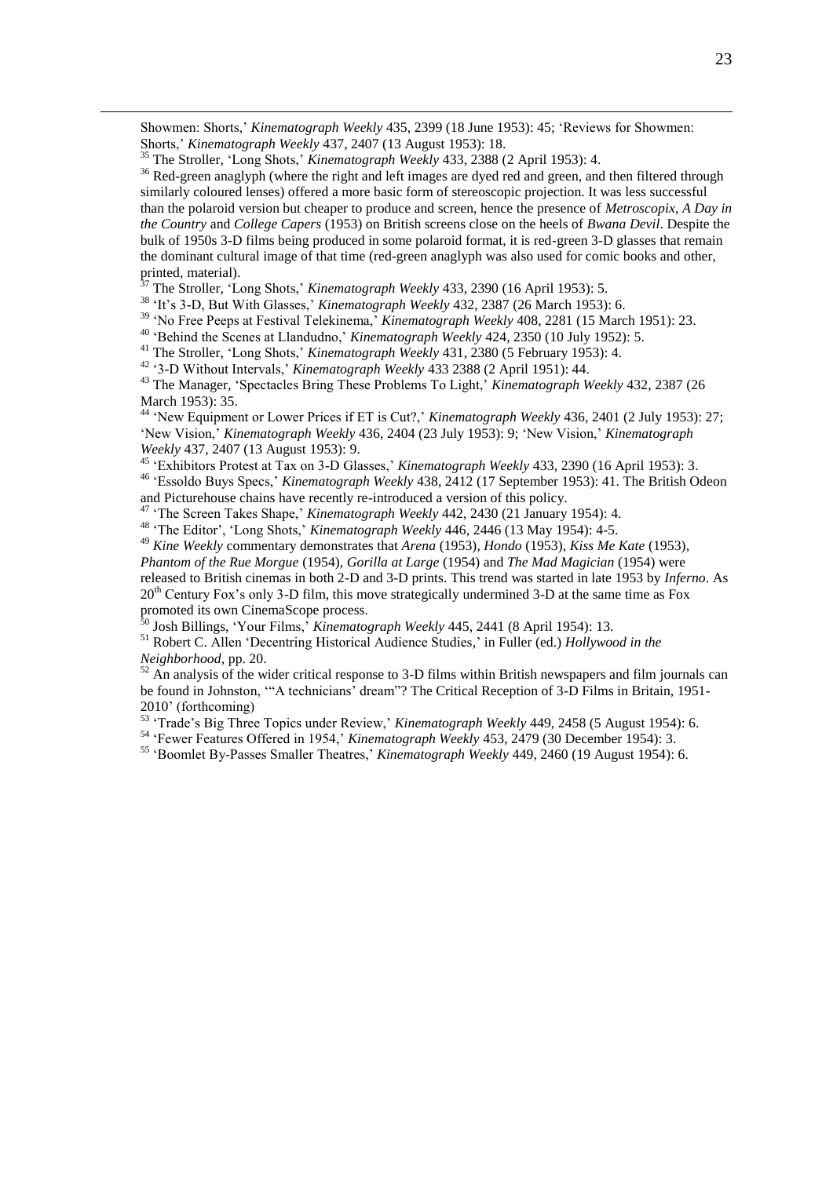Showmen: Shorts,' *Kinematograph Weekly* 435, 2399 (18 June 1953): 45; 'Reviews for Showmen: Shorts,' *Kinematograph Weekly* 437, 2407 (13 August 1953): 18.

[35] The Stroller, 'Long Shots,' *Kinematograph Weekly* 433, 2388 (2 April 1953): 4.

[36] Red-green anaglyph (where the right and left images are dyed red and green, and then filtered through similarly coloured lenses) offered a more basic form of stereoscopic projection. It was less successful than the polaroid version but cheaper to produce and screen, hence the presence of *Metroscopix*, *A Day in the Country* and *College Capers* (1953) on British screens close on the heels of *Bwana Devil*. Despite the bulk of 1950s 3-D films being produced in some polaroid format, it is red-green 3-D glasses that remain the dominant cultural image of that time (red-green anaglyph was also used for comic books and other, printed, material).

[37] The Stroller, 'Long Shots,' *Kinematograph Weekly* 433, 2390 (16 April 1953): 5.

[38] 'It's 3-D, But With Glasses,' *Kinematograph Weekly* 432, 2387 (26 March 1953): 6.

[39] 'No Free Peeps at Festival Telekinema,' *Kinematograph Weekly* 408, 2281 (15 March 1951): 23.

[40] 'Behind the Scenes at Llandudno,' *Kinematograph Weekly* 424, 2350 (10 July 1952): 5.

[41] The Stroller, 'Long Shots,' *Kinematograph Weekly* 431, 2380 (5 February 1953): 4.

[42] '3-D Without Intervals,' *Kinematograph Weekly* 433 2388 (2 April 1951): 44.

[43] The Manager, 'Spectacles Bring These Problems To Light,' *Kinematograph Weekly* 432, 2387 (26 March 1953): 35.

[44] 'New Equipment or Lower Prices if ET is Cut?,' *Kinematograph Weekly* 436, 2401 (2 July 1953): 27; 'New Vision,' *Kinematograph Weekly* 436, 2404 (23 July 1953): 9; 'New Vision,' *Kinematograph Weekly* 437, 2407 (13 August 1953): 9.

[45] 'Exhibitors Protest at Tax on 3-D Glasses,' *Kinematograph Weekly* 433, 2390 (16 April 1953): 3.

[46] 'Essoldo Buys Specs,' *Kinematograph Weekly* 438, 2412 (17 September 1953): 41. The British Odeon and Picturehouse chains have recently re-introduced a version of this policy.

[47] 'The Screen Takes Shape,' *Kinematograph Weekly* 442, 2430 (21 January 1954): 4.

[48] 'The Editor', 'Long Shots,' *Kinematograph Weekly* 446, 2446 (13 May 1954): 4-5.

[49] *Kine Weekly* commentary demonstrates that *Arena* (1953), *Hondo* (1953), *Kiss Me Kate* (1953), *Phantom of the Rue Morgue* (1954), *Gorilla at Large* (1954) and *The Mad Magician* (1954) were released to British cinemas in both 2-D and 3-D prints. This trend was started in late 1953 by *Inferno*. As 20th Century Fox's only 3-D film, this move strategically undermined 3-D at the same time as Fox promoted its own CinemaScope process.

[50] Josh Billings, 'Your Films,' *Kinematograph Weekly* 445, 2441 (8 April 1954): 13.

[51] Robert C. Allen 'Decentring Historical Audience Studies,' in Fuller (ed.) *Hollywood in the Neighborhood*, pp. 20.

[52] An analysis of the wider critical response to 3-D films within British newspapers and film journals can be found in Johnston, '"A technicians' dream"? The Critical Reception of 3-D Films in Britain, 1951-2010' (forthcoming)

[53] 'Trade's Big Three Topics under Review,' *Kinematograph Weekly* 449, 2458 (5 August 1954): 6.

[54] 'Fewer Features Offered in 1954,' *Kinematograph Weekly* 453, 2479 (30 December 1954): 3.

[55] 'Boomlet By-Passes Smaller Theatres,' *Kinematograph Weekly* 449, 2460 (19 August 1954): 6.